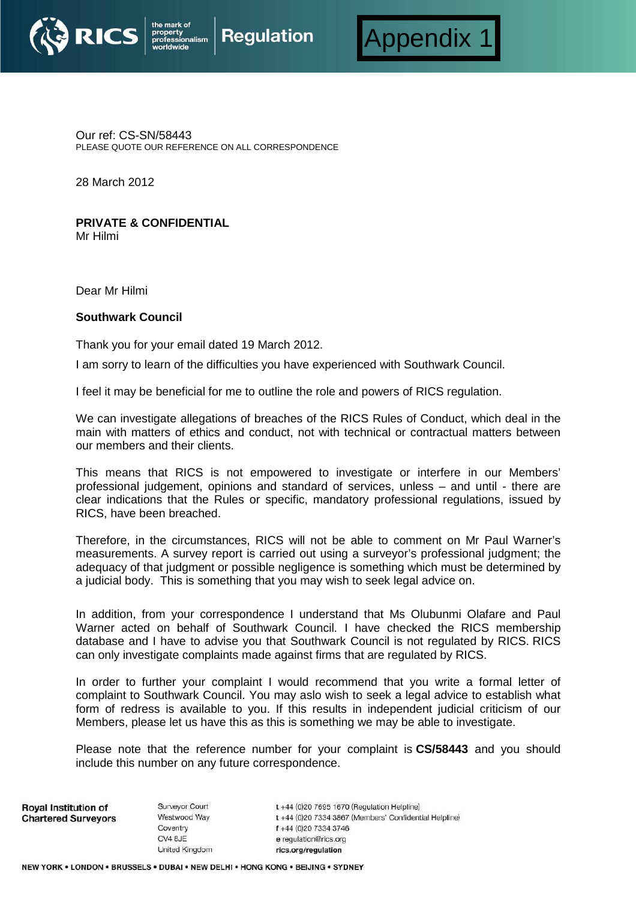RICS | the mark of property professionalism worldwide | Regulation

**Appendix 1**

Our ref: CS-SN/58443
PLEASE QUOTE OUR REFERENCE ON ALL CORRESPONDENCE

28 March 2012

**PRIVATE & CONFIDENTIAL**
Mr Hilmi

Dear Mr Hilmi

**Southwark Council**

Thank you for your email dated 19 March 2012.

I am sorry to learn of the difficulties you have experienced with Southwark Council.

I feel it may be beneficial for me to outline the role and powers of RICS regulation.

We can investigate allegations of breaches of the RICS Rules of Conduct, which deal in the main with matters of ethics and conduct, not with technical or contractual matters between our members and their clients.

This means that RICS is not empowered to investigate or interfere in our Members' professional judgement, opinions and standard of services, unless – and until - there are clear indications that the Rules or specific, mandatory professional regulations, issued by RICS, have been breached.

Therefore, in the circumstances, RICS will not be able to comment on Mr Paul Warner's measurements. A survey report is carried out using a surveyor's professional judgment; the adequacy of that judgment or possible negligence is something which must be determined by a judicial body. This is something that you may wish to seek legal advice on.

In addition, from your correspondence I understand that Ms Olubunmi Olafare and Paul Warner acted on behalf of Southwark Council. I have checked the RICS membership database and I have to advise you that Southwark Council is not regulated by RICS. RICS can only investigate complaints made against firms that are regulated by RICS.

In order to further your complaint I would recommend that you write a formal letter of complaint to Southwark Council. You may aslo wish to seek a legal advice to establish what form of redress is available to you. If this results in independent judicial criticism of our Members, please let us have this as this is something we may be able to investigate.

Please note that the reference number for your complaint is **CS/58443** and you should include this number on any future correspondence.

**Royal Institution of Chartered Surveyors**

Surveyor Court
Westwood Way
Coventry
CV4 8JE
United Kingdom

t +44 (0)20 7695 1670 (Regulation Helpline)
t +44 (0)20 7334 3867 (Members' Confidential Helpline)
f +44 (0)20 7334 3746
e regulation@rics.org
**rics.org/regulation**

NEW YORK • LONDON • BRUSSELS • DUBAI • NEW DELHI • HONG KONG • BEIJING • SYDNEY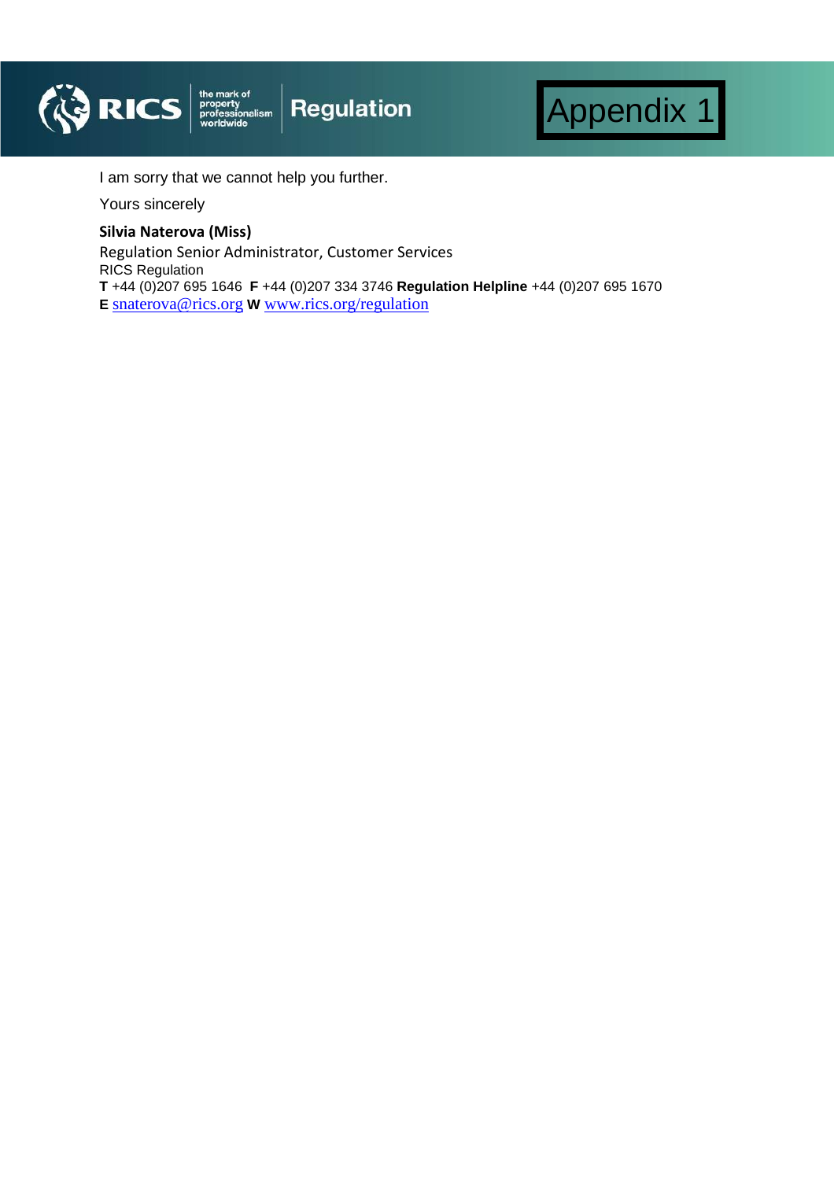Appendix 1

I am sorry that we cannot help you further.

Yours sincerely

**Silvia Naterova (Miss)**
Regulation Senior Administrator, Customer Services
RICS Regulation
**T** +44 (0)207 695 1646 **F** +44 (0)207 334 3746 **Regulation Helpline** +44 (0)207 695 1670
**E** snaterova@rics.org **W** www.rics.org/regulation